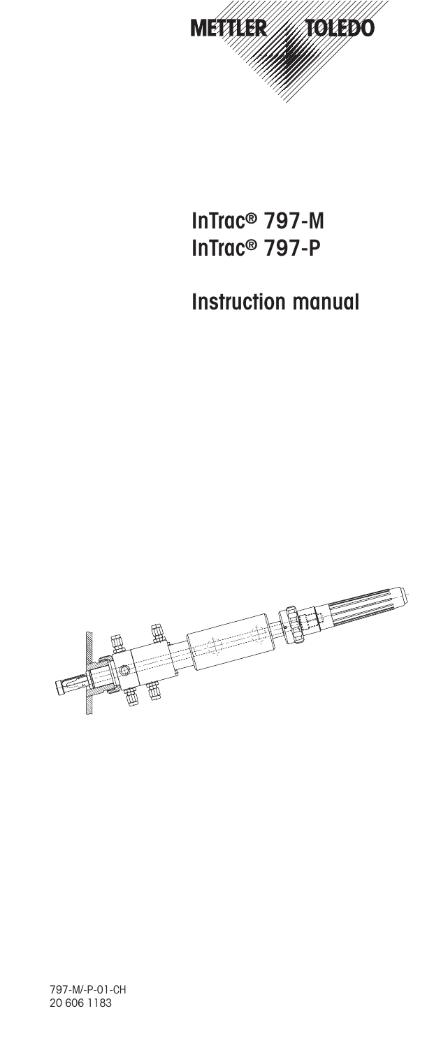METTLER TOLEDO

# InTrac® 797-M
# InTrac® 797-P

## Instruction manual

797-M/-P-01-CH
20 606 1183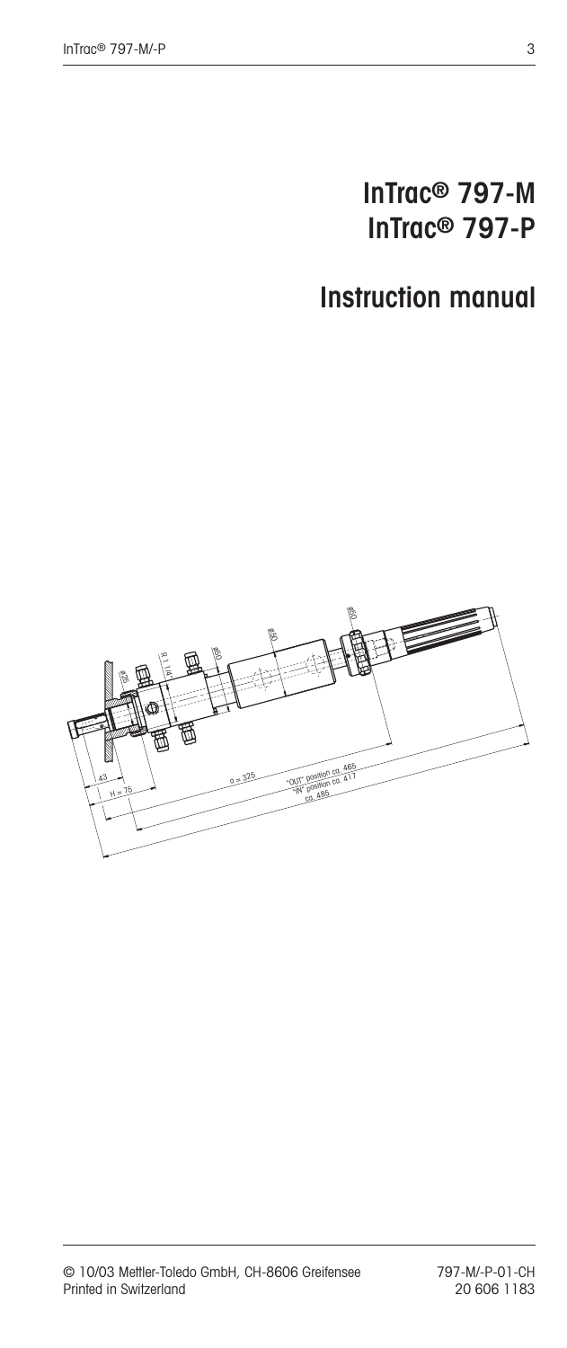# InTrac® 797-M
# InTrac® 797-P

# Instruction manual

© 10/03 Mettler-Toledo GmbH, CH-8606 Greifensee
Printed in Switzerland

797-M/-P-01-CH
20 606 1183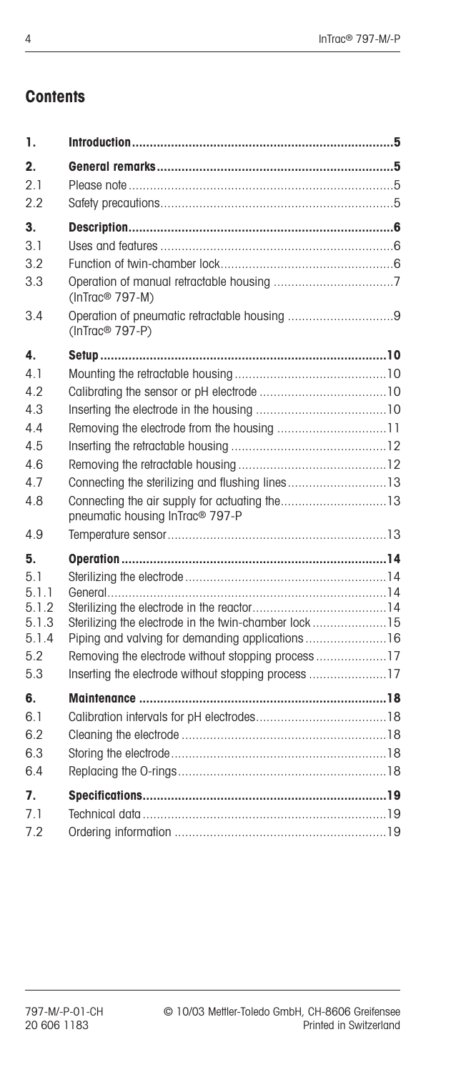## Contents

| | | |
|---|---|---|
| **1.** | **Introduction** | **5** |
| **2.** | **General remarks** | **5** |
| 2.1 | Please note | 5 |
| 2.2 | Safety precautions | 5 |
| **3.** | **Description** | **6** |
| 3.1 | Uses and features | 6 |
| 3.2 | Function of twin-chamber lock | 6 |
| 3.3 | Operation of manual retractable housing (InTrac® 797-M) | 7 |
| 3.4 | Operation of pneumatic retractable housing (InTrac® 797-P) | 9 |
| **4.** | **Setup** | **10** |
| 4.1 | Mounting the retractable housing | 10 |
| 4.2 | Calibrating the sensor or pH electrode | 10 |
| 4.3 | Inserting the electrode in the housing | 10 |
| 4.4 | Removing the electrode from the housing | 11 |
| 4.5 | Inserting the retractable housing | 12 |
| 4.6 | Removing the retractable housing | 12 |
| 4.7 | Connecting the sterilizing and flushing lines | 13 |
| 4.8 | Connecting the air supply for actuating the pneumatic housing InTrac® 797-P | 13 |
| 4.9 | Temperature sensor | 13 |
| **5.** | **Operation** | **14** |
| 5.1 | Sterilizing the electrode | 14 |
| 5.1.1 | General | 14 |
| 5.1.2 | Sterilizing the electrode in the reactor | 14 |
| 5.1.3 | Sterilizing the electrode in the twin-chamber lock | 15 |
| 5.1.4 | Piping and valving for demanding applications | 16 |
| 5.2 | Removing the electrode without stopping process | 17 |
| 5.3 | Inserting the electrode without stopping process | 17 |
| **6.** | **Maintenance** | **18** |
| 6.1 | Calibration intervals for pH electrodes | 18 |
| 6.2 | Cleaning the electrode | 18 |
| 6.3 | Storing the electrode | 18 |
| 6.4 | Replacing the O-rings | 18 |
| **7.** | **Specifications** | **19** |
| 7.1 | Technical data | 19 |
| 7.2 | Ordering information | 19 |

797-M/-P-01-CH
20 606 1183

© 10/03 Mettler-Toledo GmbH, CH-8606 Greifensee
Printed in Switzerland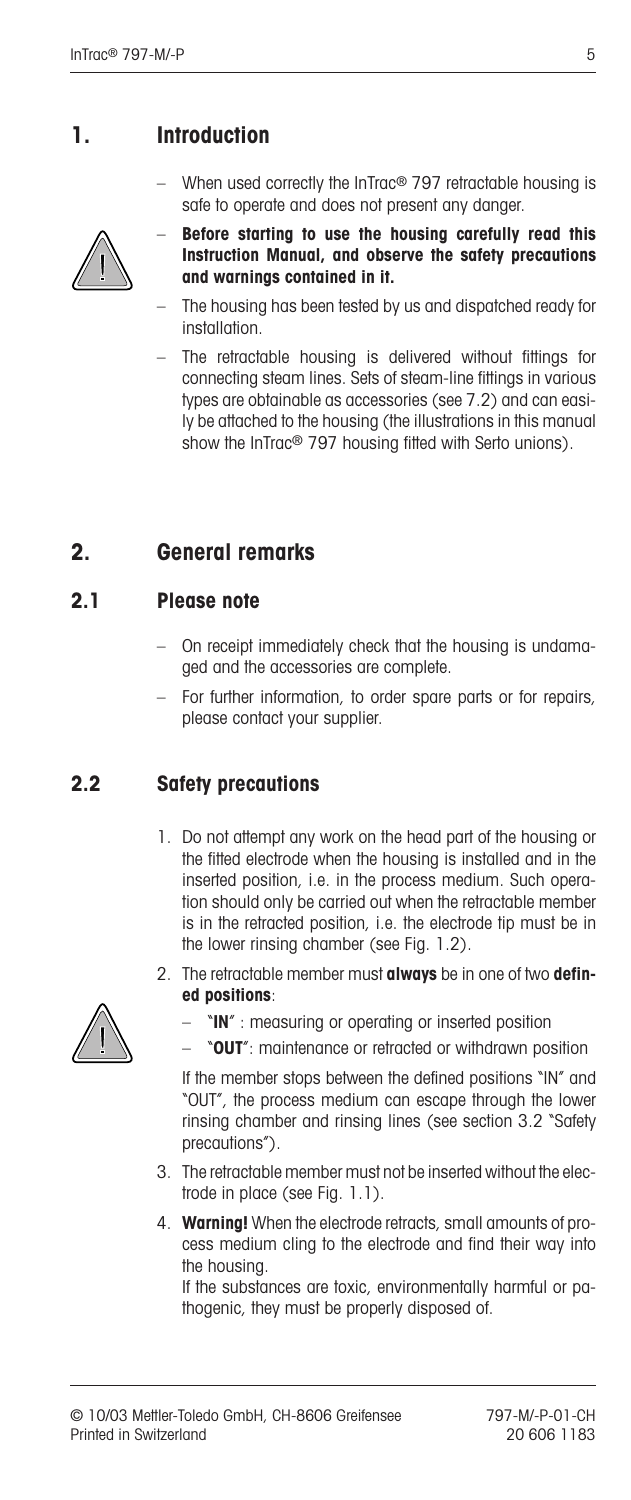# 1. Introduction

- When used correctly the InTrac® 797 retractable housing is safe to operate and does not present any danger.
- **Before starting to use the housing carefully read this Instruction Manual, and observe the safety precautions and warnings contained in it.**
- The housing has been tested by us and dispatched ready for installation.
- The retractable housing is delivered without fittings for connecting steam lines. Sets of steam-line fittings in various types are obtainable as accessories (see 7.2) and can easily be attached to the housing (the illustrations in this manual show the InTrac® 797 housing fitted with Serto unions).

# 2. General remarks

## 2.1 Please note

- On receipt immediately check that the housing is undamaged and the accessories are complete.
- For further information, to order spare parts or for repairs, please contact your supplier.

## 2.2 Safety precautions

1. Do not attempt any work on the head part of the housing or the fitted electrode when the housing is installed and in the inserted position, i.e. in the process medium. Such operation should only be carried out when the retractable member is in the retracted position, i.e. the electrode tip must be in the lower rinsing chamber (see Fig. 1.2).
2. The retractable member must **always** be in one of two **defined positions**:
   - "**IN**" : measuring or operating or inserted position
   - "**OUT**": maintenance or retracted or withdrawn position

   If the member stops between the defined positions "IN" and "OUT", the process medium can escape through the lower rinsing chamber and rinsing lines (see section 3.2 "Safety precautions").
3. The retractable member must not be inserted without the electrode in place (see Fig. 1.1).
4. **Warning!** When the electrode retracts, small amounts of process medium cling to the electrode and find their way into the housing.
   If the substances are toxic, environmentally harmful or pathogenic, they must be properly disposed of.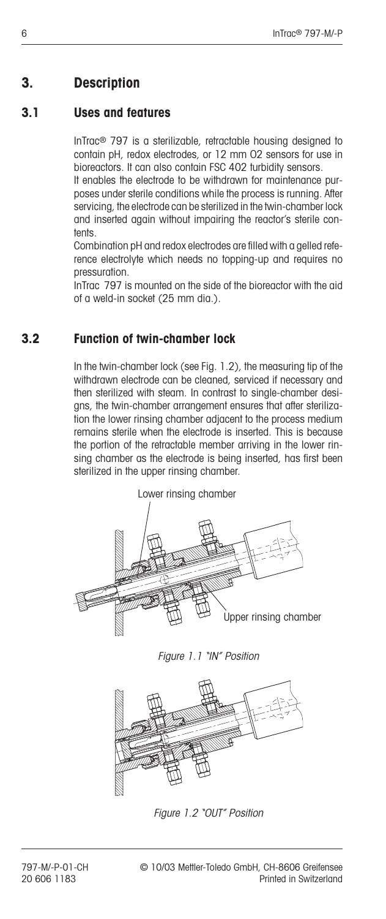## 3. Description

### 3.1 Uses and features

InTrac® 797 is a sterilizable, retractable housing designed to contain pH, redox electrodes, or 12 mm O2 sensors for use in bioreactors. It can also contain FSC 402 turbidity sensors.

It enables the electrode to be withdrawn for maintenance purposes under sterile conditions while the process is running. After servicing, the electrode can be sterilized in the twin-chamber lock and inserted again without impairing the reactor's sterile contents.

Combination pH and redox electrodes are filled with a gelled reference electrolyte which needs no topping-up and requires no pressuration.

InTrac 797 is mounted on the side of the bioreactor with the aid of a weld-in socket (25 mm dia.).

### 3.2 Function of twin-chamber lock

In the twin-chamber lock (see Fig. 1.2), the measuring tip of the withdrawn electrode can be cleaned, serviced if necessary and then sterilized with steam. In contrast to single-chamber designs, the twin-chamber arrangement ensures that after sterilization the lower rinsing chamber adjacent to the process medium remains sterile when the electrode is inserted. This is because the portion of the retractable member arriving in the lower rinsing chamber as the electrode is being inserted, has first been sterilized in the upper rinsing chamber.

Lower rinsing chamber

Upper rinsing chamber

*Figure 1.1 "IN" Position*

*Figure 1.2 "OUT" Position*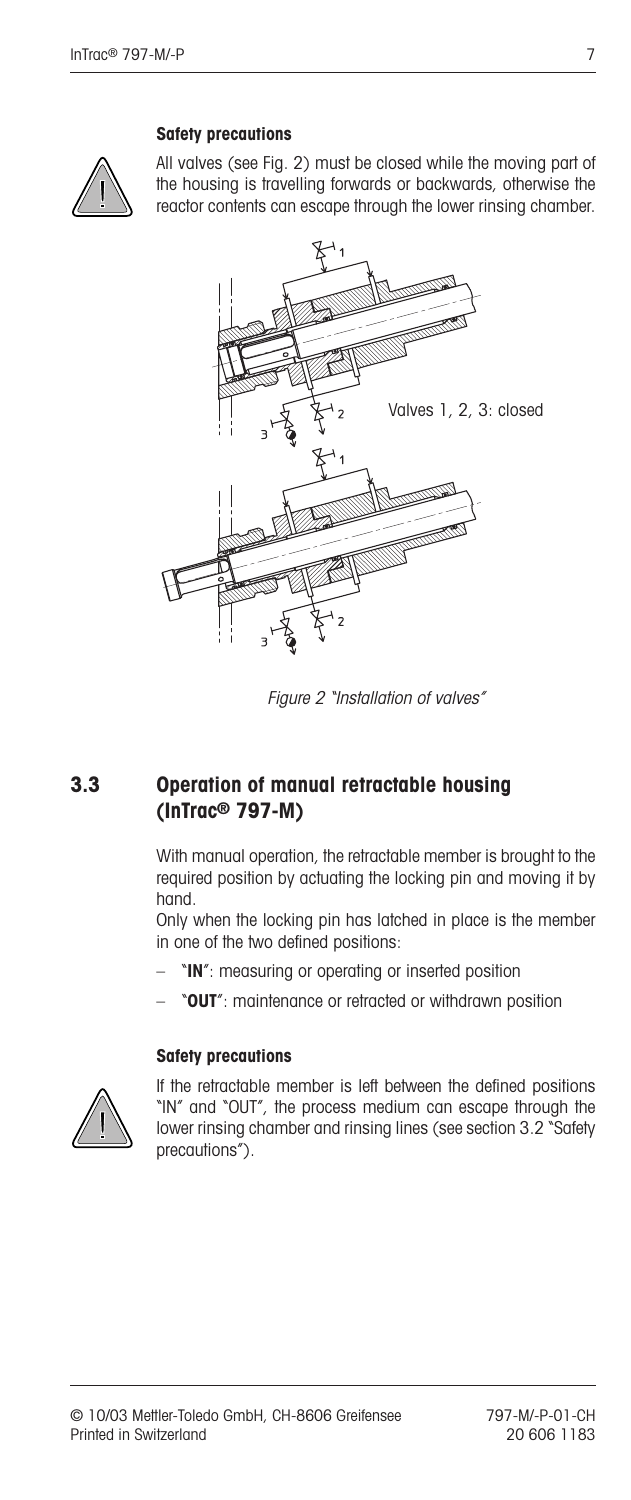**Safety precautions**

All valves (see Fig. 2) must be closed while the moving part of the housing is travelling forwards or backwards, otherwise the reactor contents can escape through the lower rinsing chamber.

Valves 1, 2, 3: closed

*Figure 2 "Installation of valves"*

## 3.3 Operation of manual retractable housing (InTrac® 797-M)

With manual operation, the retractable member is brought to the required position by actuating the locking pin and moving it by hand.
Only when the locking pin has latched in place is the member in one of the two defined positions:

- "**IN**": measuring or operating or inserted position
- "**OUT**": maintenance or retracted or withdrawn position

**Safety precautions**

If the retractable member is left between the defined positions "IN" and "OUT", the process medium can escape through the lower rinsing chamber and rinsing lines (see section 3.2 "Safety precautions").

© 10/03 Mettler-Toledo GmbH, CH-8606 Greifensee
Printed in Switzerland

797-M/-P-01-CH
20 606 1183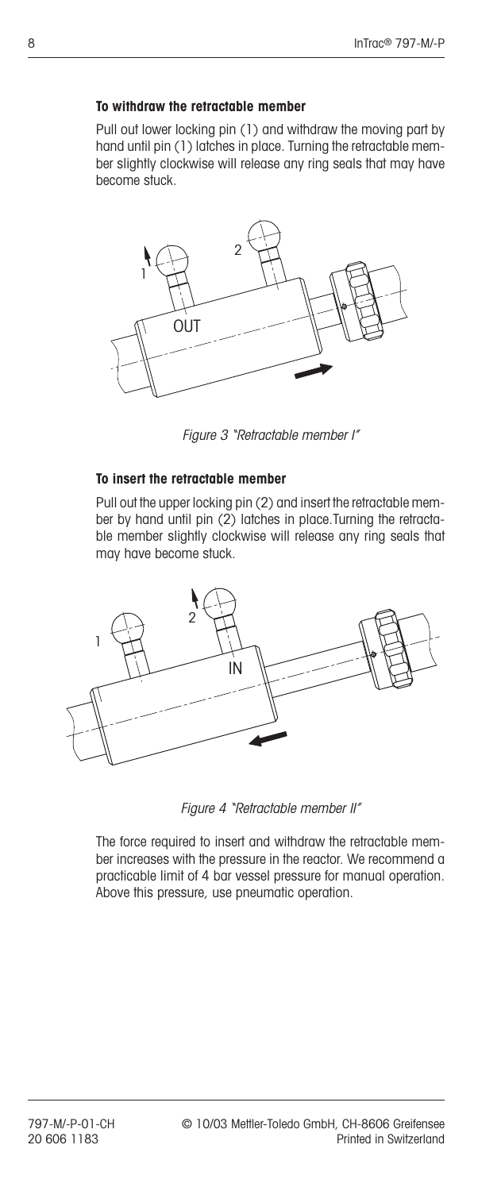### To withdraw the retractable member

Pull out lower locking pin (1) and withdraw the moving part by hand until pin (1) latches in place. Turning the retractable member slightly clockwise will release any ring seals that may have become stuck.

*Figure 3 "Retractable member I"*

### To insert the retractable member

Pull out the upper locking pin (2) and insert the retractable member by hand until pin (2) latches in place.Turning the retractable member slightly clockwise will release any ring seals that may have become stuck.

*Figure 4 "Retractable member II"*

The force required to insert and withdraw the retractable member increases with the pressure in the reactor. We recommend a practicable limit of 4 bar vessel pressure for manual operation. Above this pressure, use pneumatic operation.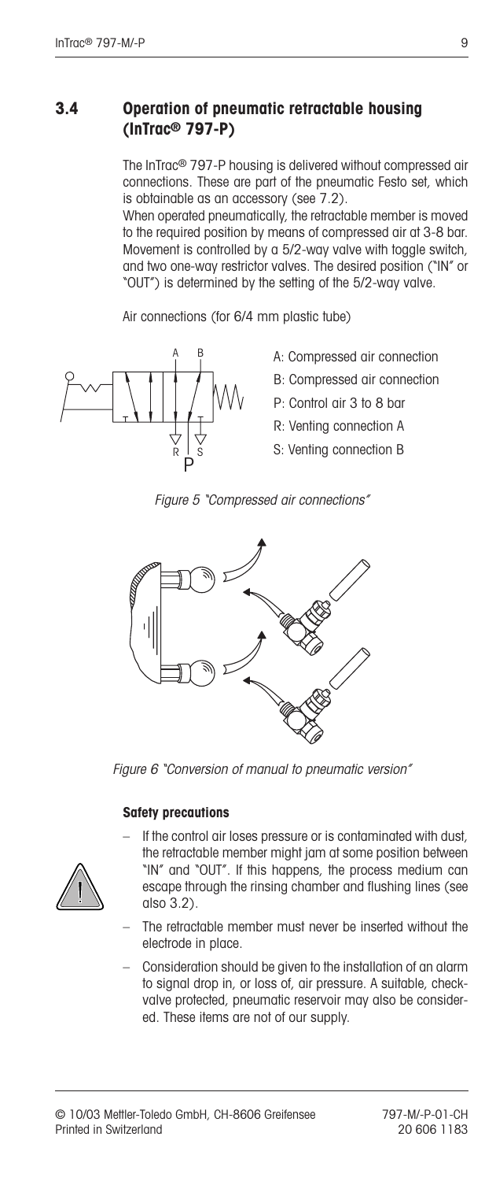## 3.4 Operation of pneumatic retractable housing (InTrac® 797-P)

The InTrac® 797-P housing is delivered without compressed air connections. These are part of the pneumatic Festo set, which is obtainable as an accessory (see 7.2).

When operated pneumatically, the retractable member is moved to the required position by means of compressed air at 3-8 bar. Movement is controlled by a 5/2-way valve with toggle switch, and two one-way restrictor valves. The desired position ("IN" or "OUT") is determined by the setting of the 5/2-way valve.

Air connections (for 6/4 mm plastic tube)

- A: Compressed air connection
- B: Compressed air connection
- P: Control air 3 to 8 bar
- R: Venting connection A
- S: Venting connection B

*Figure 5 "Compressed air connections"*

*Figure 6 "Conversion of manual to pneumatic version"*

#### Safety precautions

- If the control air loses pressure or is contaminated with dust, the retractable member might jam at some position between "IN" and "OUT". If this happens, the process medium can escape through the rinsing chamber and flushing lines (see also 3.2).
- The retractable member must never be inserted without the electrode in place.
- Consideration should be given to the installation of an alarm to signal drop in, or loss of, air pressure. A suitable, check-valve protected, pneumatic reservoir may also be considered. These items are not of our supply.

© 10/03 Mettler-Toledo GmbH, CH-8606 Greifensee
Printed in Switzerland

797-M/-P-01-CH
20 606 1183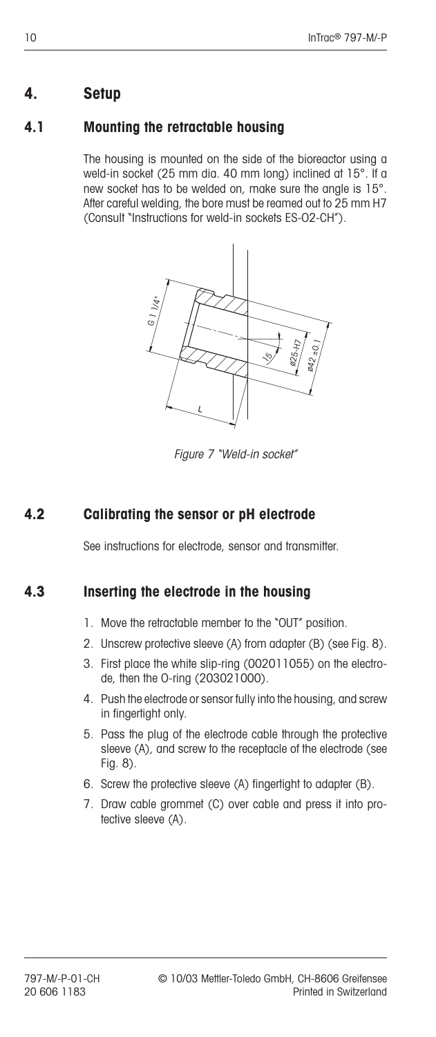# 4. Setup

## 4.1 Mounting the retractable housing

The housing is mounted on the side of the bioreactor using a weld-in socket (25 mm dia. 40 mm long) inclined at 15°. If a new socket has to be welded on, make sure the angle is 15°. After careful welding, the bore must be reamed out to 25 mm H7 (Consult "Instructions for weld-in sockets ES-02-CH").

*Figure 7 "Weld-in socket"*

## 4.2 Calibrating the sensor or pH electrode

See instructions for electrode, sensor and transmitter.

## 4.3 Inserting the electrode in the housing

1. Move the retractable member to the "OUT" position.
2. Unscrew protective sleeve (A) from adapter (B) (see Fig. 8).
3. First place the white slip-ring (002011055) on the electrode, then the O-ring (203021000).
4. Push the electrode or sensor fully into the housing, and screw in fingertight only.
5. Pass the plug of the electrode cable through the protective sleeve (A), and screw to the receptacle of the electrode (see Fig. 8).
6. Screw the protective sleeve (A) fingertight to adapter (B).
7. Draw cable grommet (C) over cable and press it into protective sleeve (A).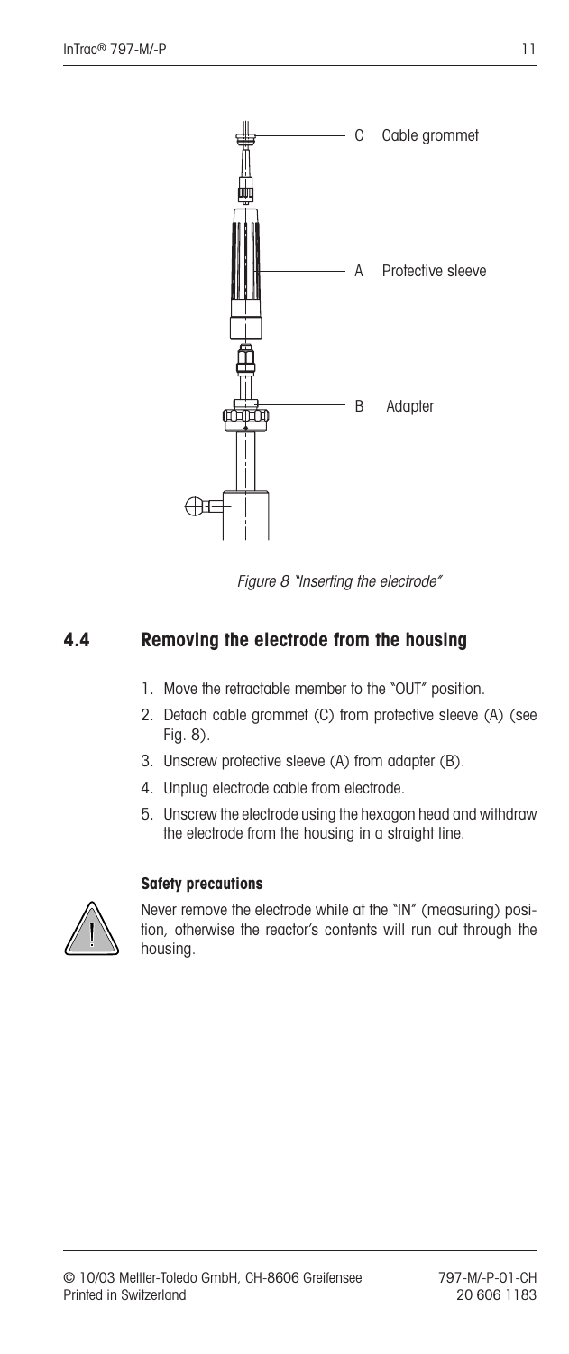C Cable grommet

A Protective sleeve

B Adapter

*Figure 8 "Inserting the electrode"*

## 4.4 Removing the electrode from the housing

1. Move the retractable member to the "OUT" position.
2. Detach cable grommet (C) from protective sleeve (A) (see Fig. 8).
3. Unscrew protective sleeve (A) from adapter (B).
4. Unplug electrode cable from electrode.
5. Unscrew the electrode using the hexagon head and withdraw the electrode from the housing in a straight line.

**Safety precautions**

Never remove the electrode while at the "IN" (measuring) position, otherwise the reactor's contents will run out through the housing.

© 10/03 Mettler-Toledo GmbH, CH-8606 Greifensee
Printed in Switzerland

797-M/-P-01-CH
20 606 1183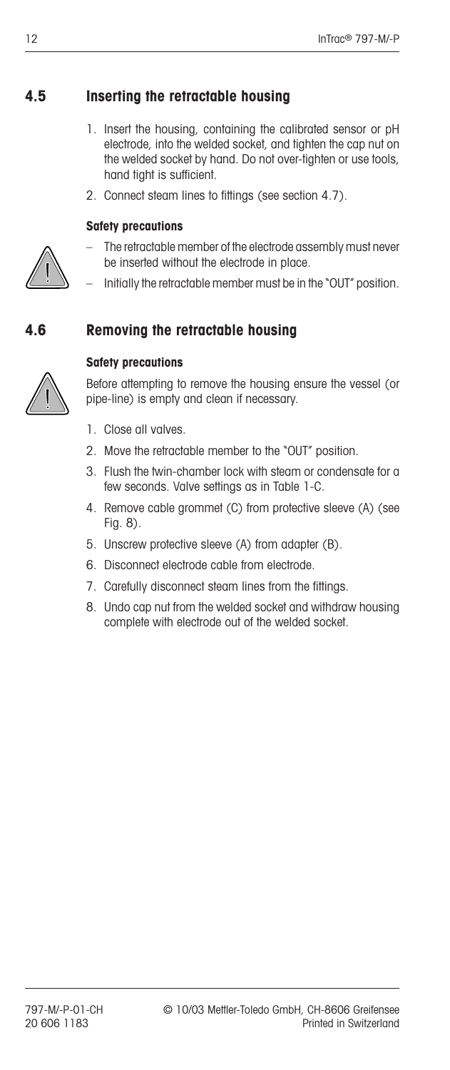## 4.5 Inserting the retractable housing

1. Insert the housing, containing the calibrated sensor or pH electrode, into the welded socket, and tighten the cap nut on the welded socket by hand. Do not over-tighten or use tools, hand tight is sufficient.
2. Connect steam lines to fittings (see section 4.7).

**Safety precautions**

- The retractable member of the electrode assembly must never be inserted without the electrode in place.
- Initially the retractable member must be in the "OUT" position.

## 4.6 Removing the retractable housing

**Safety precautions**

Before attempting to remove the housing ensure the vessel (or pipe-line) is empty and clean if necessary.

1. Close all valves.
2. Move the retractable member to the "OUT" position.
3. Flush the twin-chamber lock with steam or condensate for a few seconds. Valve settings as in Table 1-C.
4. Remove cable grommet (C) from protective sleeve (A) (see Fig. 8).
5. Unscrew protective sleeve (A) from adapter (B).
6. Disconnect electrode cable from electrode.
7. Carefully disconnect steam lines from the fittings.
8. Undo cap nut from the welded socket and withdraw housing complete with electrode out of the welded socket.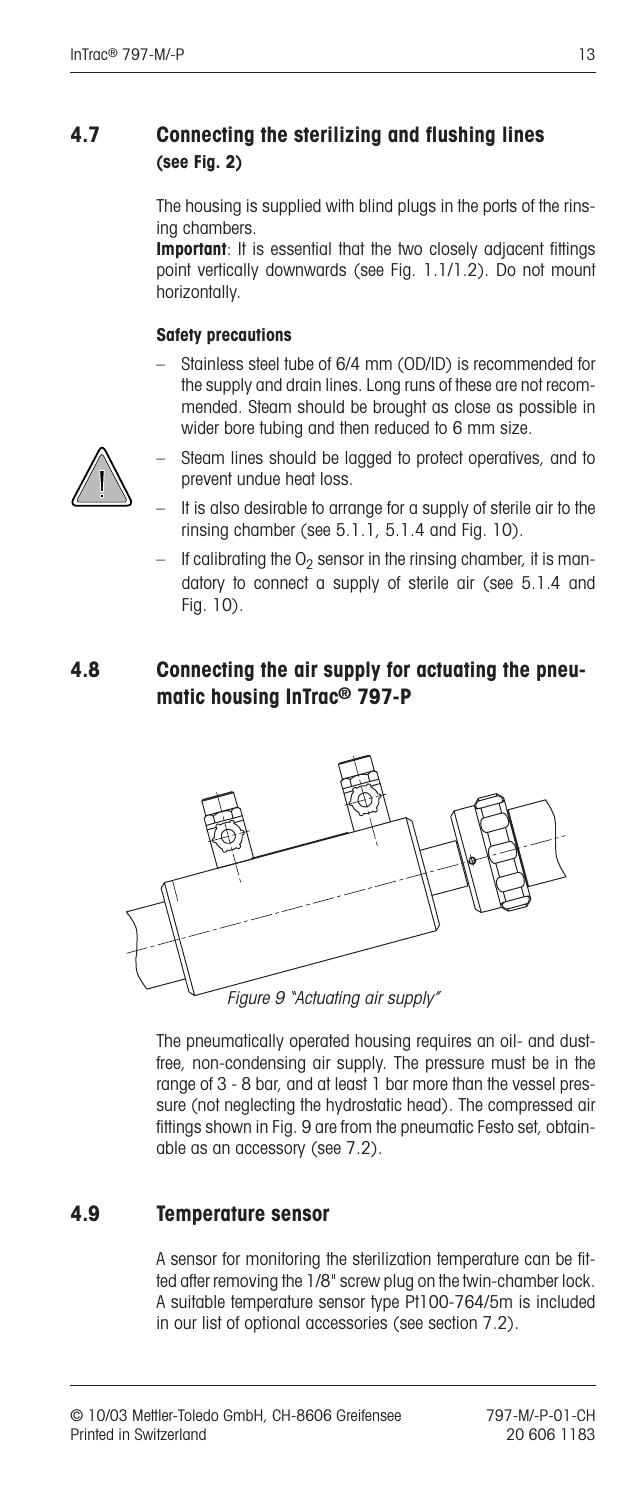## 4.7 Connecting the sterilizing and flushing lines (see Fig. 2)

The housing is supplied with blind plugs in the ports of the rinsing chambers.

**Important**: It is essential that the two closely adjacent fittings point vertically downwards (see Fig. 1.1/1.2). Do not mount horizontally.

#### Safety precautions

- Stainless steel tube of 6/4 mm (OD/ID) is recommended for the supply and drain lines. Long runs of these are not recommended. Steam should be brought as close as possible in wider bore tubing and then reduced to 6 mm size.
- Steam lines should be lagged to protect operatives, and to prevent undue heat loss.
- It is also desirable to arrange for a supply of sterile air to the rinsing chamber (see 5.1.1, 5.1.4 and Fig. 10).
- If calibrating the $O_2$ sensor in the rinsing chamber, it is mandatory to connect a supply of sterile air (see 5.1.4 and Fig. 10).

## 4.8 Connecting the air supply for actuating the pneumatic housing InTrac® 797-P

*Figure 9 "Actuating air supply"*

The pneumatically operated housing requires an oil- and dust-free, non-condensing air supply. The pressure must be in the range of 3 - 8 bar, and at least 1 bar more than the vessel pressure (not neglecting the hydrostatic head). The compressed air fittings shown in Fig. 9 are from the pneumatic Festo set, obtainable as an accessory (see 7.2).

## 4.9 Temperature sensor

A sensor for monitoring the sterilization temperature can be fitted after removing the 1/8" screw plug on the twin-chamber lock. A suitable temperature sensor type Pt100-764/5m is included in our list of optional accessories (see section 7.2).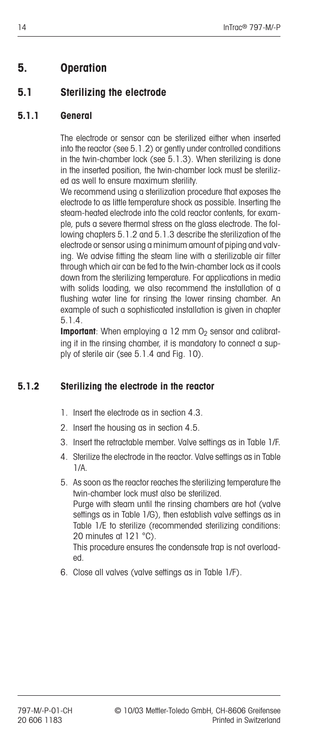# 5. Operation

## 5.1 Sterilizing the electrode

### 5.1.1 General

The electrode or sensor can be sterilized either when inserted into the reactor (see 5.1.2) or gently under controlled conditions in the twin-chamber lock (see 5.1.3). When sterilizing is done in the inserted position, the twin-chamber lock must be sterilized as well to ensure maximum sterility.

We recommend using a sterilization procedure that exposes the electrode to as little temperature shock as possible. Inserting the steam-heated electrode into the cold reactor contents, for example, puts a severe thermal stress on the glass electrode. The following chapters 5.1.2 and 5.1.3 describe the sterilization of the electrode or sensor using a minimum amount of piping and valving. We advise fitting the steam line with a sterilizable air filter through which air can be fed to the twin-chamber lock as it cools down from the sterilizing temperature. For applications in media with solids loading, we also recommend the installation of a flushing water line for rinsing the lower rinsing chamber. An example of such a sophisticated installation is given in chapter 5.1.4.

**Important**: When employing a 12 mm $O_2$ sensor and calibrating it in the rinsing chamber, it is mandatory to connect a supply of sterile air (see 5.1.4 and Fig. 10).

### 5.1.2 Sterilizing the electrode in the reactor

1. Insert the electrode as in section 4.3.
2. Insert the housing as in section 4.5.
3. Insert the retractable member. Valve settings as in Table 1/F.
4. Sterilize the electrode in the reactor. Valve settings as in Table 1/A.
5. As soon as the reactor reaches the sterilizing temperature the twin-chamber lock must also be sterilized.
   Purge with steam until the rinsing chambers are hot (valve settings as in Table 1/G), then establish valve settings as in Table 1/E to sterilize (recommended sterilizing conditions: 20 minutes at 121 °C).
   This procedure ensures the condensate trap is not overloaded.
6. Close all valves (valve settings as in Table 1/F).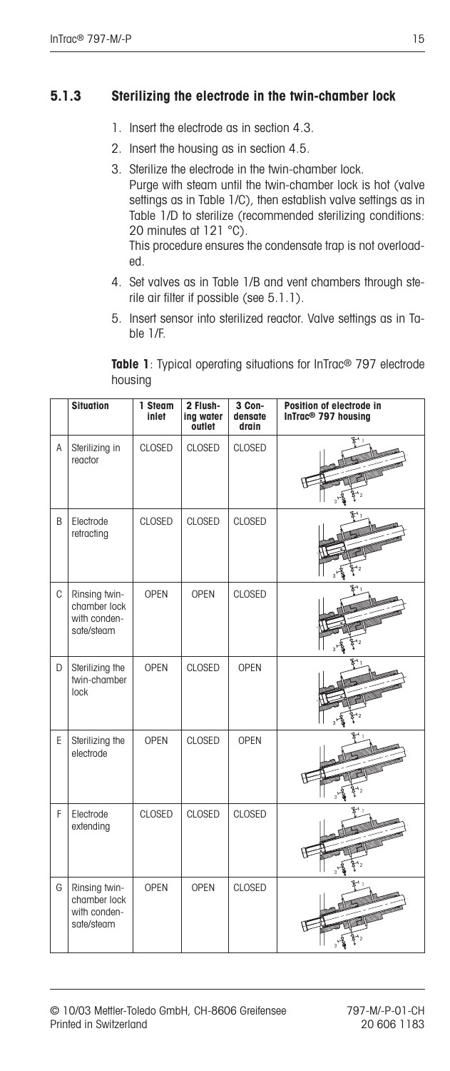### 5.1.3 Sterilizing the electrode in the twin-chamber lock

1. Insert the electrode as in section 4.3.
2. Insert the housing as in section 4.5.
3. Sterilize the electrode in the twin-chamber lock.
   Purge with steam until the twin-chamber lock is hot (valve settings as in Table 1/C), then establish valve settings as in Table 1/D to sterilize (recommended sterilizing conditions: 20 minutes at 121 °C).
   This procedure ensures the condensate trap is not overloaded.
4. Set valves as in Table 1/B and vent chambers through sterile air filter if possible (see 5.1.1).
5. Insert sensor into sterilized reactor. Valve settings as in Table 1/F.

**Table 1**: Typical operating situations for InTrac® 797 electrode housing

| | Situation | 1 Steam inlet | 2 Flushing water outlet | 3 Condensate drain | Position of electrode in InTrac® 797 housing |
|---|---|---|---|---|---|
| A | Sterilizing in reactor | CLOSED | CLOSED | CLOSED | |
| B | Electrode retracting | CLOSED | CLOSED | CLOSED | |
| C | Rinsing twin-chamber lock with condensate/steam | OPEN | OPEN | CLOSED | |
| D | Sterilizing the twin-chamber lock | OPEN | CLOSED | OPEN | |
| E | Sterilizing the electrode | OPEN | CLOSED | OPEN | |
| F | Electrode extending | CLOSED | CLOSED | CLOSED | |
| G | Rinsing twin-chamber lock with condensate/steam | OPEN | OPEN | CLOSED | |

© 10/03 Mettler-Toledo GmbH, CH-8606 Greifensee
Printed in Switzerland

797-M/-P-01-CH
20 606 1183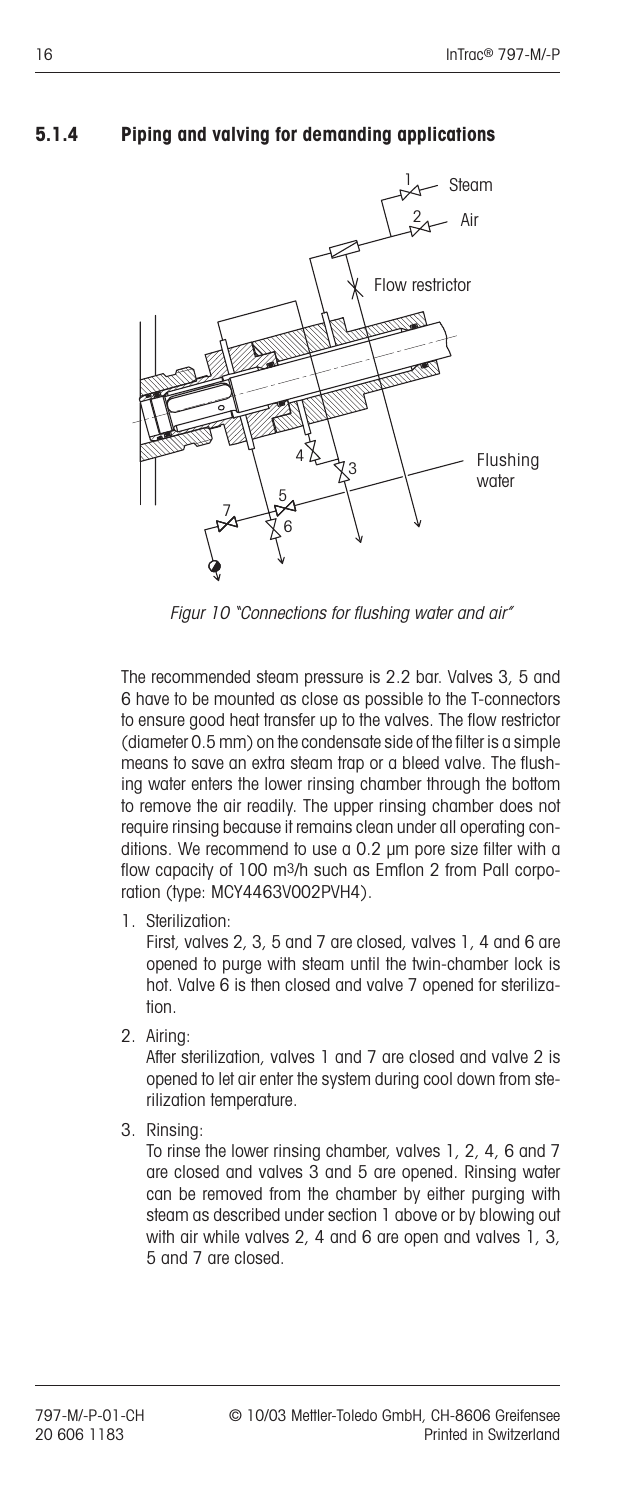### 5.1.4 Piping and valving for demanding applications

*Figur 10 "Connections for flushing water and air"*

The recommended steam pressure is 2.2 bar. Valves 3, 5 and 6 have to be mounted as close as possible to the T-connectors to ensure good heat transfer up to the valves. The flow restrictor (diameter 0.5 mm) on the condensate side of the filter is a simple means to save an extra steam trap or a bleed valve. The flushing water enters the lower rinsing chamber through the bottom to remove the air readily. The upper rinsing chamber does not require rinsing because it remains clean under all operating conditions. We recommend to use a 0.2 µm pore size filter with a flow capacity of 100 m³/h such as Emflon 2 from Pall corporation (type: MCY4463V002PVH4).

1. Sterilization:
   First, valves 2, 3, 5 and 7 are closed, valves 1, 4 and 6 are opened to purge with steam until the twin-chamber lock is hot. Valve 6 is then closed and valve 7 opened for sterilization.
2. Airing:
   After sterilization, valves 1 and 7 are closed and valve 2 is opened to let air enter the system during cool down from sterilization temperature.
3. Rinsing:
   To rinse the lower rinsing chamber, valves 1, 2, 4, 6 and 7 are closed and valves 3 and 5 are opened. Rinsing water can be removed from the chamber by either purging with steam as described under section 1 above or by blowing out with air while valves 2, 4 and 6 are open and valves 1, 3, 5 and 7 are closed.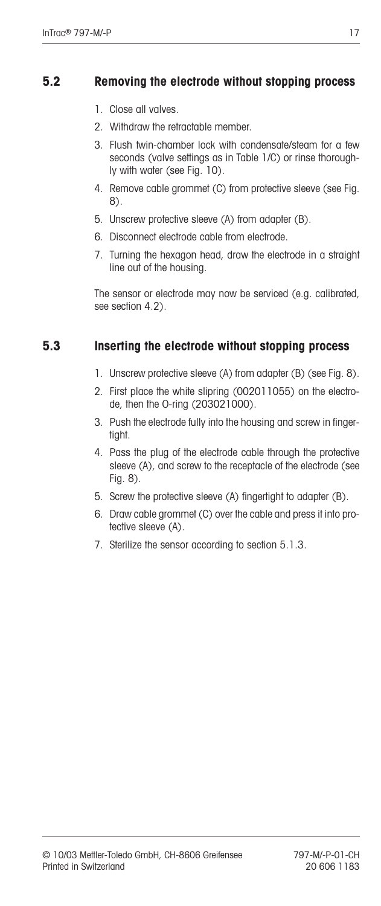## 5.2 Removing the electrode without stopping process

1. Close all valves.
2. Withdraw the retractable member.
3. Flush twin-chamber lock with condensate/steam for a few seconds (valve settings as in Table 1/C) or rinse thoroughly with water (see Fig. 10).
4. Remove cable grommet (C) from protective sleeve (see Fig. 8).
5. Unscrew protective sleeve (A) from adapter (B).
6. Disconnect electrode cable from electrode.
7. Turning the hexagon head, draw the electrode in a straight line out of the housing.

The sensor or electrode may now be serviced (e.g. calibrated, see section 4.2).

## 5.3 Inserting the electrode without stopping process

1. Unscrew protective sleeve (A) from adapter (B) (see Fig. 8).
2. First place the white slipring (002011055) on the electrode, then the O-ring (203021000).
3. Push the electrode fully into the housing and screw in fingertight.
4. Pass the plug of the electrode cable through the protective sleeve (A), and screw to the receptacle of the electrode (see Fig. 8).
5. Screw the protective sleeve (A) fingertight to adapter (B).
6. Draw cable grommet (C) over the cable and press it into protective sleeve (A).
7. Sterilize the sensor according to section 5.1.3.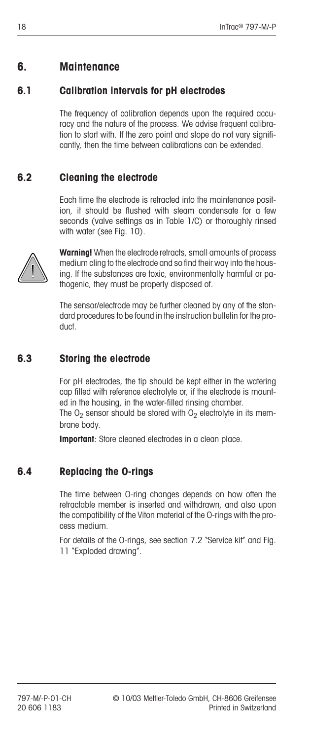# 6. Maintenance

## 6.1 Calibration intervals for pH electrodes

The frequency of calibration depends upon the required accuracy and the nature of the process. We advise frequent calibration to start with. If the zero point and slope do not vary significantly, then the time between calibrations can be extended.

## 6.2 Cleaning the electrode

Each time the electrode is retracted into the maintenance position, it should be flushed with steam condensate for a few seconds (valve settings as in Table 1/C) or thoroughly rinsed with water (see Fig. 10).

**Warning!** When the electrode retracts, small amounts of process medium cling to the electrode and so find their way into the housing. If the substances are toxic, environmentally harmful or pathogenic, they must be properly disposed of.

The sensor/electrode may be further cleaned by any of the standard procedures to be found in the instruction bulletin for the product.

## 6.3 Storing the electrode

For pH electrodes, the tip should be kept either in the watering cap filled with reference electrolyte or, if the electrode is mounted in the housing, in the water-filled rinsing chamber.
The $O_2$ sensor should be stored with $O_2$ electrolyte in its membrane body.

**Important**: Store cleaned electrodes in a clean place.

## 6.4 Replacing the O-rings

The time between O-ring changes depends on how often the retractable member is inserted and withdrawn, and also upon the compatibility of the Viton material of the O-rings with the process medium.

For details of the O-rings, see section 7.2 "Service kit" and Fig. 11 "Exploded drawing".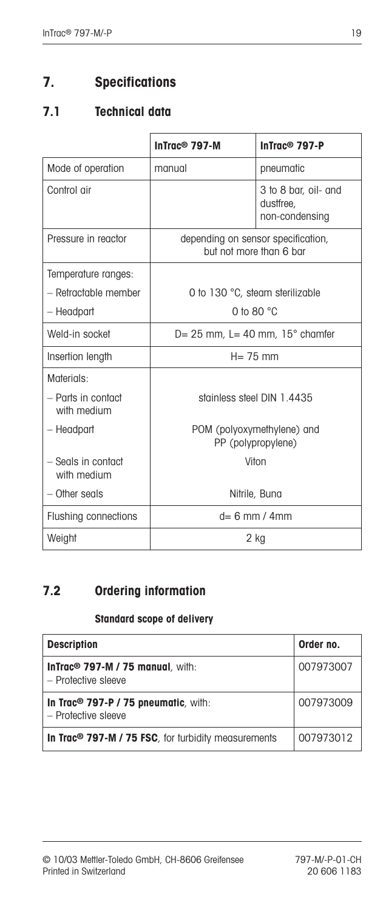# 7. Specifications

## 7.1 Technical data

| | InTrac® 797-M | InTrac® 797-P |
|---|---|---|
| Mode of operation | manual | pneumatic |
| Control air | | 3 to 8 bar, oil- and dustfree, non-condensing |
| Pressure in reactor | depending on sensor specification, but not more than 6 bar | |
| Temperature ranges: | | |
| – Retractable member | 0 to 130 °C, steam sterilizable | |
| – Headpart | 0 to 80 °C | |
| Weld-in socket | D= 25 mm, L= 40 mm, 15° chamfer | |
| Insertion length | H= 75 mm | |
| Materials: | | |
| – Parts in contact with medium | stainless steel DIN 1.4435 | |
| – Headpart | POM (polyoxymethylene) and PP (polypropylene) | |
| – Seals in contact with medium | Viton | |
| – Other seals | Nitrile, Buna | |
| Flushing connections | d= 6 mm / 4mm | |
| Weight | 2 kg | |

## 7.2 Ordering information

**Standard scope of delivery**

| Description | Order no. |
|---|---|
| **InTrac® 797-M / 75 manual**, with:<br>– Protective sleeve | 007973007 |
| **In Trac® 797-P / 75 pneumatic**, with:<br>– Protective sleeve | 007973009 |
| **In Trac® 797-M / 75 FSC**, for turbidity measurements | 007973012 |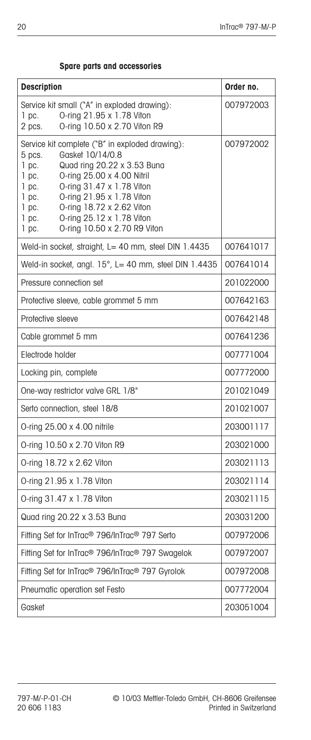### Spare parts and accessories

| Description | Order no. |
|---|---|
| Service kit small ("A" in exploded drawing):<br>1 pc. O-ring 21.95 x 1.78 Viton<br>2 pcs. O-ring 10.50 x 2.70 Viton R9 | 007972003 |
| Service kit complete ("B" in exploded drawing):<br>5 pcs. Gasket 10/14/0.8<br>1 pc. Quad ring 20.22 x 3.53 Buna<br>1 pc. O-ring 25.00 x 4.00 Nitril<br>1 pc. O-ring 31.47 x 1.78 Viton<br>1 pc. O-ring 21.95 x 1.78 Viton<br>1 pc. O-ring 18.72 x 2.62 Viton<br>1 pc. O-ring 25.12 x 1.78 Viton<br>1 pc. O-ring 10.50 x 2.70 R9 Viton | 007972002 |
| Weld-in socket, straight, L= 40 mm, steel DIN 1.4435 | 007641017 |
| Weld-in socket, angl. 15°, L= 40 mm, steel DIN 1.4435 | 007641014 |
| Pressure connection set | 201022000 |
| Protective sleeve, cable grommet 5 mm | 007642163 |
| Protective sleeve | 007642148 |
| Cable grommet 5 mm | 007641236 |
| Electrode holder | 007771004 |
| Locking pin, complete | 007772000 |
| One-way restrictor valve GRL 1/8" | 201021049 |
| Serto connection, steel 18/8 | 201021007 |
| O-ring 25.00 x 4.00 nitrile | 203001117 |
| O-ring 10.50 x 2.70 Viton R9 | 203021000 |
| O-ring 18.72 x 2.62 Viton | 203021113 |
| O-ring 21.95 x 1.78 Viton | 203021114 |
| O-ring 31.47 x 1.78 Viton | 203021115 |
| Quad ring 20.22 x 3.53 Buna | 203031200 |
| Fitting Set for InTrac® 796/InTrac® 797 Serto | 007972006 |
| Fitting Set for InTrac® 796/InTrac® 797 Swagelok | 007972007 |
| Fitting Set for InTrac® 796/InTrac® 797 Gyrolok | 007972008 |
| Pneumatic operation set Festo | 007772004 |
| Gasket | 203051004 |

797-M/-P-01-CH
20 606 1183

© 10/03 Mettler-Toledo GmbH, CH-8606 Greifensee
Printed in Switzerland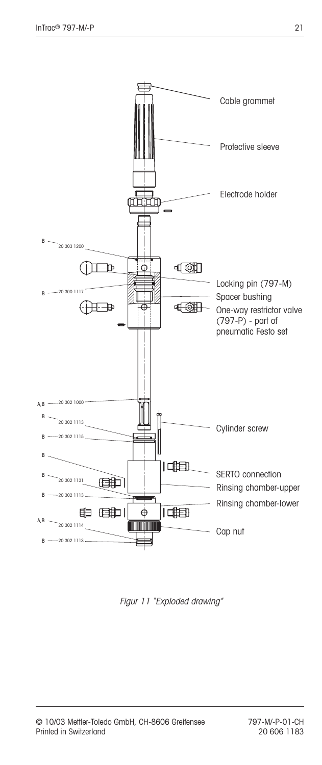Cable grommet

Protective sleeve

Electrode holder

B — 20 303 1200

Locking pin (797-M)

B — 20 300 1117

Spacer bushing

One-way restrictor valve (797-P) - part of pneumatic Festo set

A,B — 20 302 1000

B — 20 302 1113

Cylinder screw

B — 20 302 1115

B

SERTO connection

B — 20 302 1131

Rinsing chamber-upper

B — 20 302 1113

Rinsing chamber-lower

A,B — 20 302 1114

Cap nut

B — 20 302 1113

*Figur 11 "Exploded drawing"*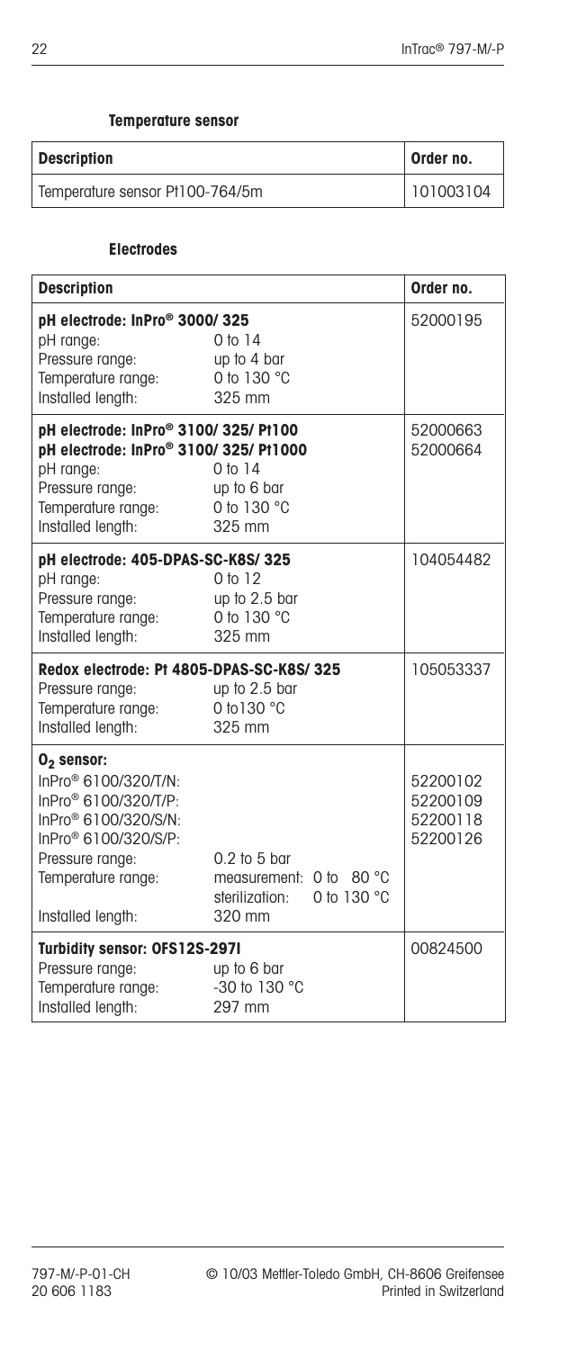### Temperature sensor

| Description | Order no. |
| --- | --- |
| Temperature sensor Pt100-764/5m | 101003104 |

### Electrodes

| Description | | Order no. |
| --- | --- | --- |
| **pH electrode: InPro® 3000/ 325** | | 52000195 |
| pH range: | 0 to 14 | |
| Pressure range: | up to 4 bar | |
| Temperature range: | 0 to 130 °C | |
| Installed length: | 325 mm | |
| **pH electrode: InPro® 3100/ 325/ Pt100** | | 52000663 |
| **pH electrode: InPro® 3100/ 325/ Pt1000** | | 52000664 |
| pH range: | 0 to 14 | |
| Pressure range: | up to 6 bar | |
| Temperature range: | 0 to 130 °C | |
| Installed length: | 325 mm | |
| **pH electrode: 405-DPAS-SC-K8S/ 325** | | 104054482 |
| pH range: | 0 to 12 | |
| Pressure range: | up to 2.5 bar | |
| Temperature range: | 0 to 130 °C | |
| Installed length: | 325 mm | |
| **Redox electrode: Pt 4805-DPAS-SC-K8S/ 325** | | 105053337 |
| Pressure range: | up to 2.5 bar | |
| Temperature range: | 0 to130 °C | |
| Installed length: | 325 mm | |
| **$O_2$ sensor:** | | |
| InPro® 6100/320/T/N: | | 52200102 |
| InPro® 6100/320/T/P: | | 52200109 |
| InPro® 6100/320/S/N: | | 52200118 |
| InPro® 6100/320/S/P: | | 52200126 |
| Pressure range: | 0.2 to 5 bar | |
| Temperature range: | measurement: 0 to 80 °C<br>sterilization: 0 to 130 °C | |
| Installed length: | 320 mm | |
| **Turbidity sensor: OFS12S-297I** | | 00824500 |
| Pressure range: | up to 6 bar | |
| Temperature range: | -30 to 130 °C | |
| Installed length: | 297 mm | |

797-M/-P-01-CH
20 606 1183

© 10/03 Mettler-Toledo GmbH, CH-8606 Greifensee
Printed in Switzerland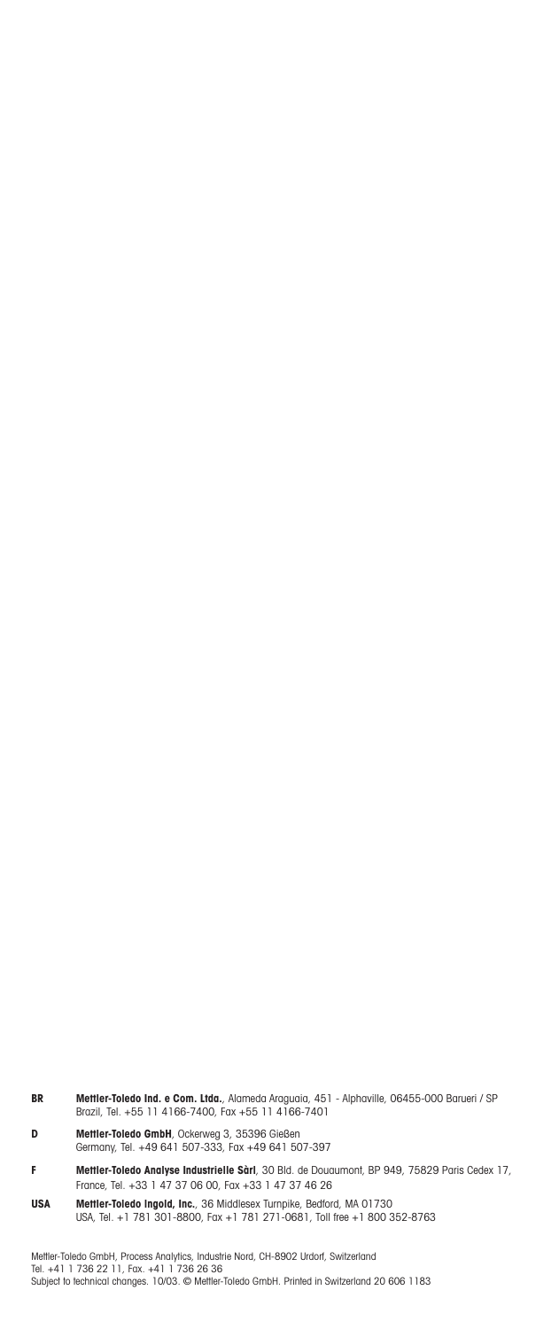**BR** **Mettler-Toledo Ind. e Com. Ltda.**, Alameda Araguaia, 451 - Alphaville, 06455-000 Barueri / SP
Brazil, Tel. +55 11 4166-7400, Fax +55 11 4166-7401

**D** **Mettler-Toledo GmbH**, Ockerweg 3, 35396 Gießen
Germany, Tel. +49 641 507-333, Fax +49 641 507-397

**F** **Mettler-Toledo Analyse Industrielle Sàrl**, 30 Bld. de Douaumont, BP 949, 75829 Paris Cedex 17,
France, Tel. +33 1 47 37 06 00, Fax +33 1 47 37 46 26

**USA** **Mettler-Toledo Ingold, Inc.**, 36 Middlesex Turnpike, Bedford, MA 01730
USA, Tel. +1 781 301-8800, Fax +1 781 271-0681, Toll free +1 800 352-8763

Mettler-Toledo GmbH, Process Analytics, Industrie Nord, CH-8902 Urdorf, Switzerland
Tel. +41 1 736 22 11, Fax. +41 1 736 26 36
Subject to technical changes. 10/03. © Mettler-Toledo GmbH. Printed in Switzerland 20 606 1183